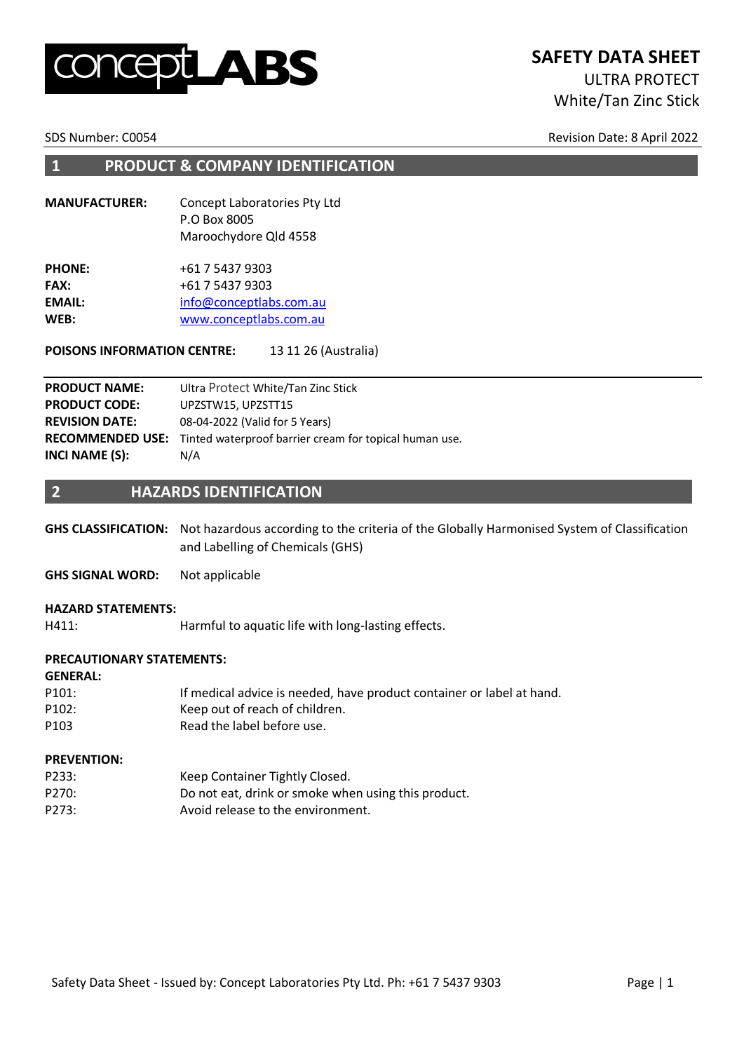conceptLABS

# SAFETY DATA SHEET

ULTRA PROTECT
White/Tan Zinc Stick

SDS Number: C0054 Revision Date: 8 April 2022

## 1 PRODUCT & COMPANY IDENTIFICATION

**MANUFACTURER:** Concept Laboratories Pty Ltd
P.O Box 8005
Maroochydore Qld 4558

**PHONE:** +61 7 5437 9303
**FAX:** +61 7 5437 9303
**EMAIL:** info@conceptlabs.com.au
**WEB:** www.conceptlabs.com.au

**POISONS INFORMATION CENTRE:** 13 11 26 (Australia)

**PRODUCT NAME:** Ultra Protect White/Tan Zinc Stick
**PRODUCT CODE:** UPZSTW15, UPZSTT15
**REVISION DATE:** 08-04-2022 (Valid for 5 Years)
**RECOMMENDED USE:** Tinted waterproof barrier cream for topical human use.
**INCI NAME (S):** N/A

## 2 HAZARDS IDENTIFICATION

**GHS CLASSIFICATION:** Not hazardous according to the criteria of the Globally Harmonised System of Classification and Labelling of Chemicals (GHS)

**GHS SIGNAL WORD:** Not applicable

**HAZARD STATEMENTS:**

H411: Harmful to aquatic life with long-lasting effects.

**PRECAUTIONARY STATEMENTS:**

**GENERAL:**

P101: If medical advice is needed, have product container or label at hand.
P102: Keep out of reach of children.
P103 Read the label before use.

**PREVENTION:**

P233: Keep Container Tightly Closed.
P270: Do not eat, drink or smoke when using this product.
P273: Avoid release to the environment.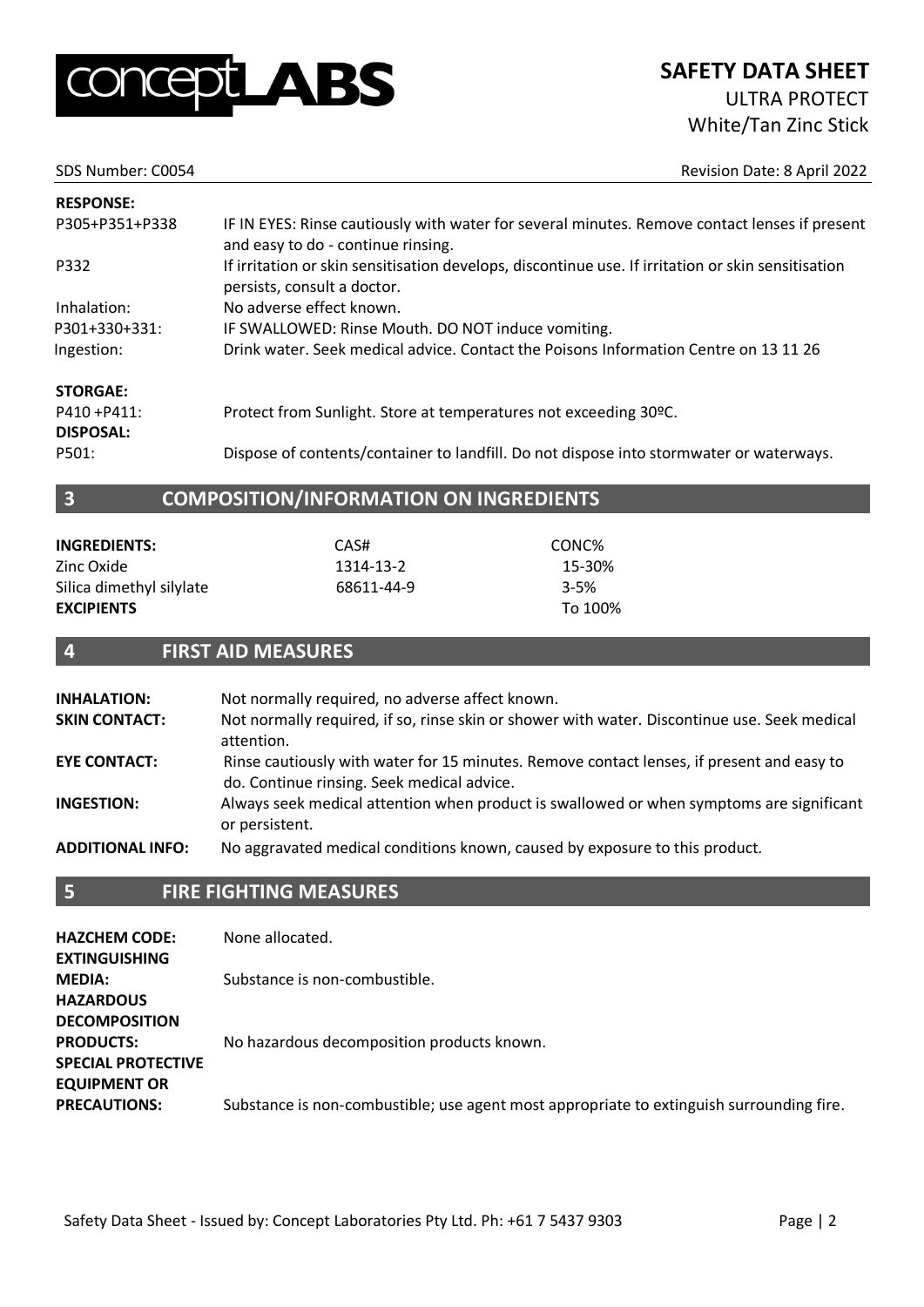**RESPONSE:**

| | |
|---|---|
| P305+P351+P338 | IF IN EYES: Rinse cautiously with water for several minutes. Remove contact lenses if present and easy to do - continue rinsing. |
| P332 | If irritation or skin sensitisation develops, discontinue use. If irritation or skin sensitisation persists, consult a doctor. |
| Inhalation: | No adverse effect known. |
| P301+330+331: | IF SWALLOWED: Rinse Mouth. DO NOT induce vomiting. |
| Ingestion: | Drink water. Seek medical advice. Contact the Poisons Information Centre on 13 11 26 |

**STORGAE:**

| | |
|---|---|
| P410 +P411: | Protect from Sunlight. Store at temperatures not exceeding 30ºC. |

**DISPOSAL:**

| | |
|---|---|
| P501: | Dispose of contents/container to landfill. Do not dispose into stormwater or waterways. |

## 3 COMPOSITION/INFORMATION ON INGREDIENTS

| INGREDIENTS: | CAS# | CONC% |
|---|---|---|
| Zinc Oxide | 1314-13-2 | 15-30% |
| Silica dimethyl silylate | 68611-44-9 | 3-5% |
| **EXCIPIENTS** | | To 100% |

## 4 FIRST AID MEASURES

| | |
|---|---|
| **INHALATION:** | Not normally required, no adverse affect known. |
| **SKIN CONTACT:** | Not normally required, if so, rinse skin or shower with water. Discontinue use. Seek medical attention. |
| **EYE CONTACT:** | Rinse cautiously with water for 15 minutes. Remove contact lenses, if present and easy to do. Continue rinsing. Seek medical advice. |
| **INGESTION:** | Always seek medical attention when product is swallowed or when symptoms are significant or persistent. |
| **ADDITIONAL INFO:** | No aggravated medical conditions known, caused by exposure to this product. |

## 5 FIRE FIGHTING MEASURES

| | |
|---|---|
| **HAZCHEM CODE:** | None allocated. |
| **EXTINGUISHING MEDIA:** | Substance is non-combustible. |
| **HAZARDOUS DECOMPOSITION PRODUCTS:** | No hazardous decomposition products known. |
| **SPECIAL PROTECTIVE EQUIPMENT OR PRECAUTIONS:** | Substance is non-combustible; use agent most appropriate to extinguish surrounding fire. |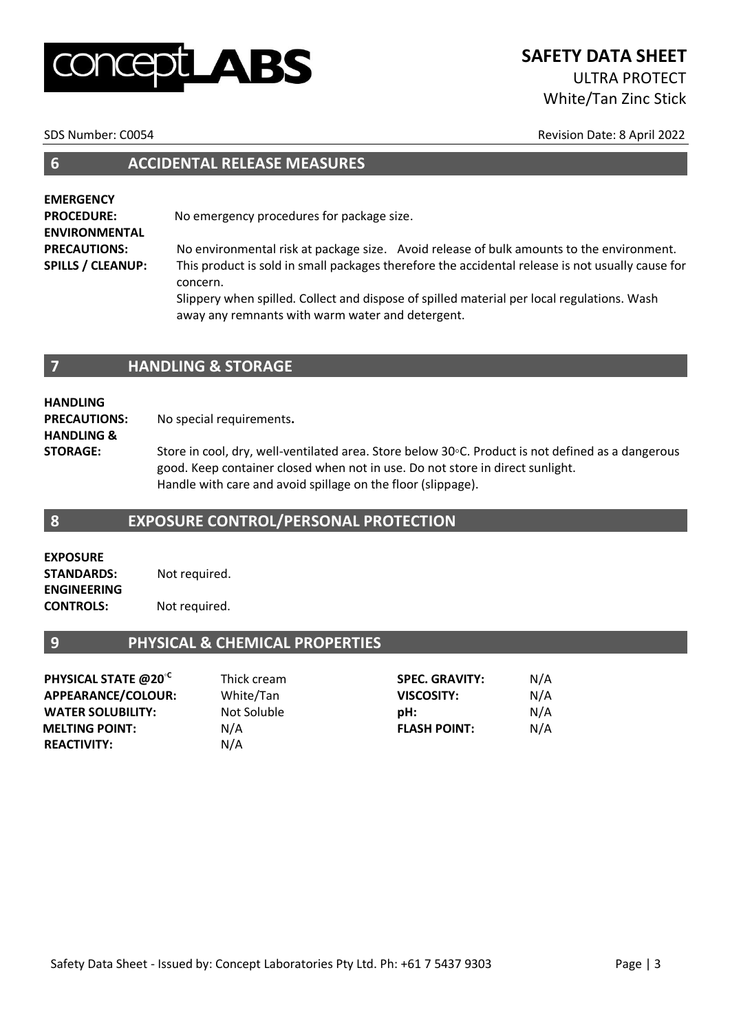## 6 ACCIDENTAL RELEASE MEASURES

**EMERGENCY PROCEDURE:** No emergency procedures for package size.

**ENVIRONMENTAL PRECAUTIONS:** No environmental risk at package size. Avoid release of bulk amounts to the environment.

**SPILLS / CLEANUP:** This product is sold in small packages therefore the accidental release is not usually cause for concern.
Slippery when spilled. Collect and dispose of spilled material per local regulations. Wash away any remnants with warm water and detergent.

## 7 HANDLING & STORAGE

**HANDLING PRECAUTIONS:** No special requirements**.**

**HANDLING & STORAGE:** Store in cool, dry, well-ventilated area. Store below 30◦C. Product is not defined as a dangerous good. Keep container closed when not in use. Do not store in direct sunlight.
Handle with care and avoid spillage on the floor (slippage).

## 8 EXPOSURE CONTROL/PERSONAL PROTECTION

**EXPOSURE STANDARDS:** Not required.

**ENGINEERING CONTROLS:** Not required.

## 9 PHYSICAL & CHEMICAL PROPERTIES

| | | | |
|---|---|---|---|
| **PHYSICAL STATE @20◦C** | Thick cream | **SPEC. GRAVITY:** | N/A |
| **APPEARANCE/COLOUR:** | White/Tan | **VISCOSITY:** | N/A |
| **WATER SOLUBILITY:** | Not Soluble | **pH:** | N/A |
| **MELTING POINT:** | N/A | **FLASH POINT:** | N/A |
| **REACTIVITY:** | N/A | | |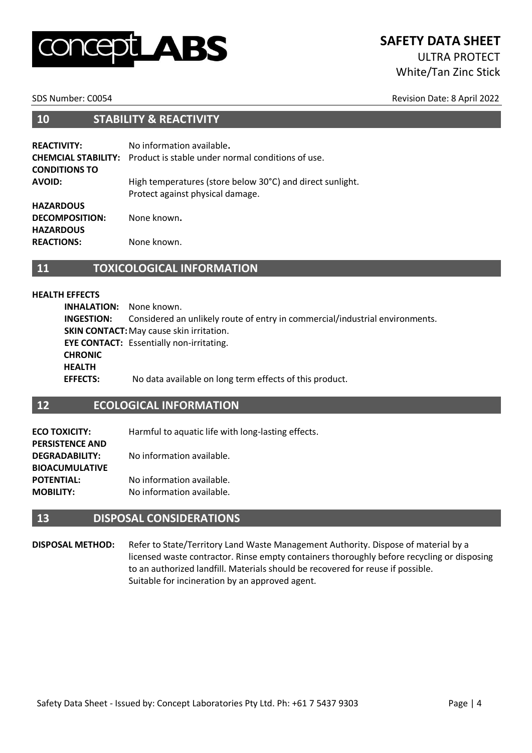## 10 STABILITY & REACTIVITY

**REACTIVITY:** No information available**.**

**CHEMCIAL STABILITY:** Product is stable under normal conditions of use.

**CONDITIONS TO AVOID:** High temperatures (store below 30°C) and direct sunlight. Protect against physical damage.

**HAZARDOUS DECOMPOSITION:** None known**.**

**HAZARDOUS REACTIONS:** None known.

## 11 TOXICOLOGICAL INFORMATION

**HEALTH EFFECTS**

**INHALATION:** None known.

**INGESTION:** Considered an unlikely route of entry in commercial/industrial environments.

**SKIN CONTACT:** May cause skin irritation.

**EYE CONTACT:** Essentially non-irritating.

**CHRONIC HEALTH EFFECTS:** No data available on long term effects of this product.

## 12 ECOLOGICAL INFORMATION

**ECO TOXICITY:** Harmful to aquatic life with long-lasting effects.

**PERSISTENCE AND DEGRADABILITY:** No information available.

**BIOACCUMULATIVE POTENTIAL:** No information available.

**MOBILITY:** No information available.

## 13 DISPOSAL CONSIDERATIONS

**DISPOSAL METHOD:** Refer to State/Territory Land Waste Management Authority. Dispose of material by a licensed waste contractor. Rinse empty containers thoroughly before recycling or disposing to an authorized landfill. Materials should be recovered for reuse if possible. Suitable for incineration by an approved agent.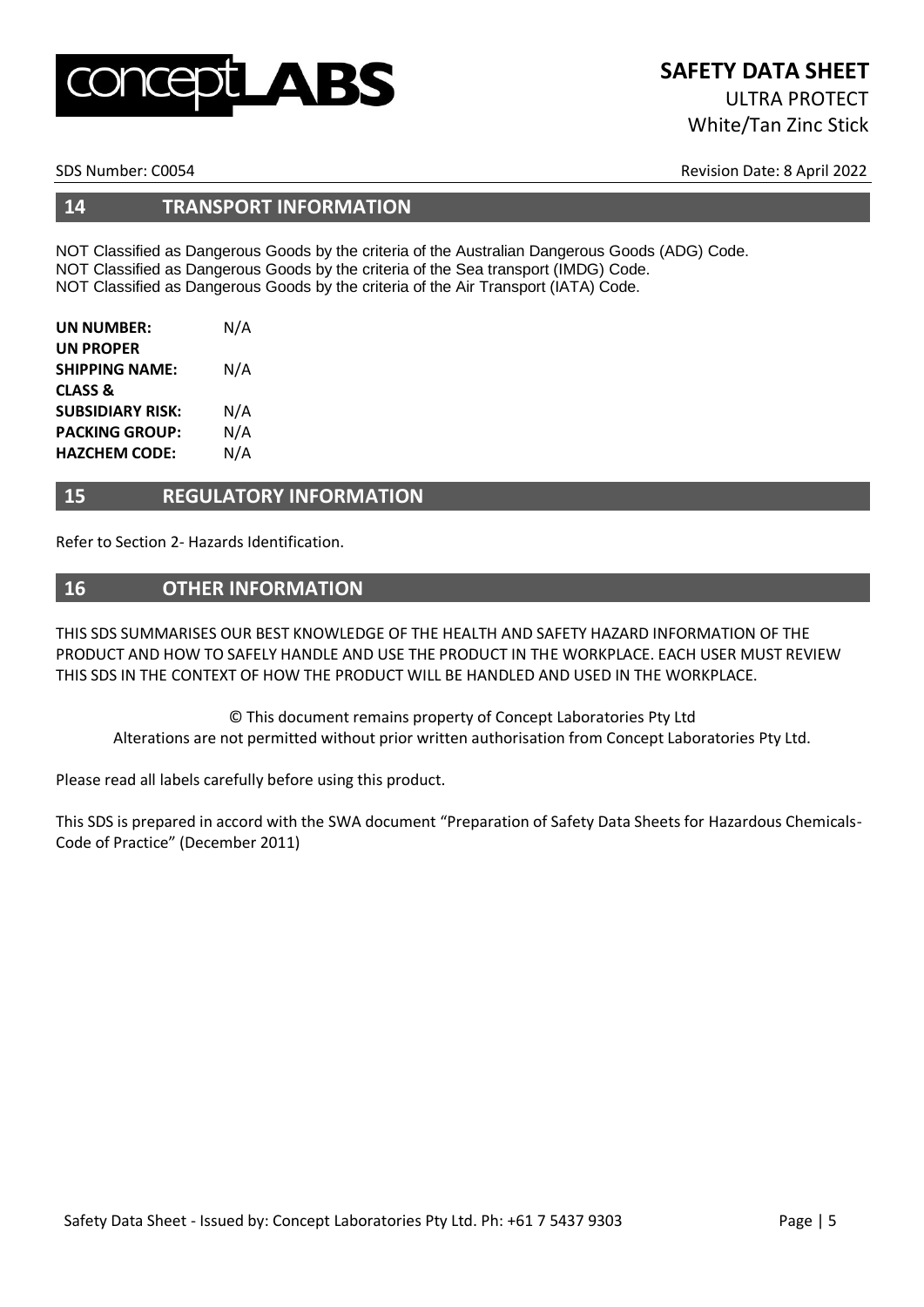## 14 TRANSPORT INFORMATION

NOT Classified as Dangerous Goods by the criteria of the Australian Dangerous Goods (ADG) Code.
NOT Classified as Dangerous Goods by the criteria of the Sea transport (IMDG) Code.
NOT Classified as Dangerous Goods by the criteria of the Air Transport (IATA) Code.

| | |
|---|---|
| **UN NUMBER:** | N/A |
| **UN PROPER SHIPPING NAME:** | N/A |
| **CLASS & SUBSIDIARY RISK:** | N/A |
| **PACKING GROUP:** | N/A |
| **HAZCHEM CODE:** | N/A |

## 15 REGULATORY INFORMATION

Refer to Section 2- Hazards Identification.

## 16 OTHER INFORMATION

THIS SDS SUMMARISES OUR BEST KNOWLEDGE OF THE HEALTH AND SAFETY HAZARD INFORMATION OF THE PRODUCT AND HOW TO SAFELY HANDLE AND USE THE PRODUCT IN THE WORKPLACE. EACH USER MUST REVIEW THIS SDS IN THE CONTEXT OF HOW THE PRODUCT WILL BE HANDLED AND USED IN THE WORKPLACE.

© This document remains property of Concept Laboratories Pty Ltd
Alterations are not permitted without prior written authorisation from Concept Laboratories Pty Ltd.

Please read all labels carefully before using this product.

This SDS is prepared in accord with the SWA document "Preparation of Safety Data Sheets for Hazardous Chemicals- Code of Practice" (December 2011)